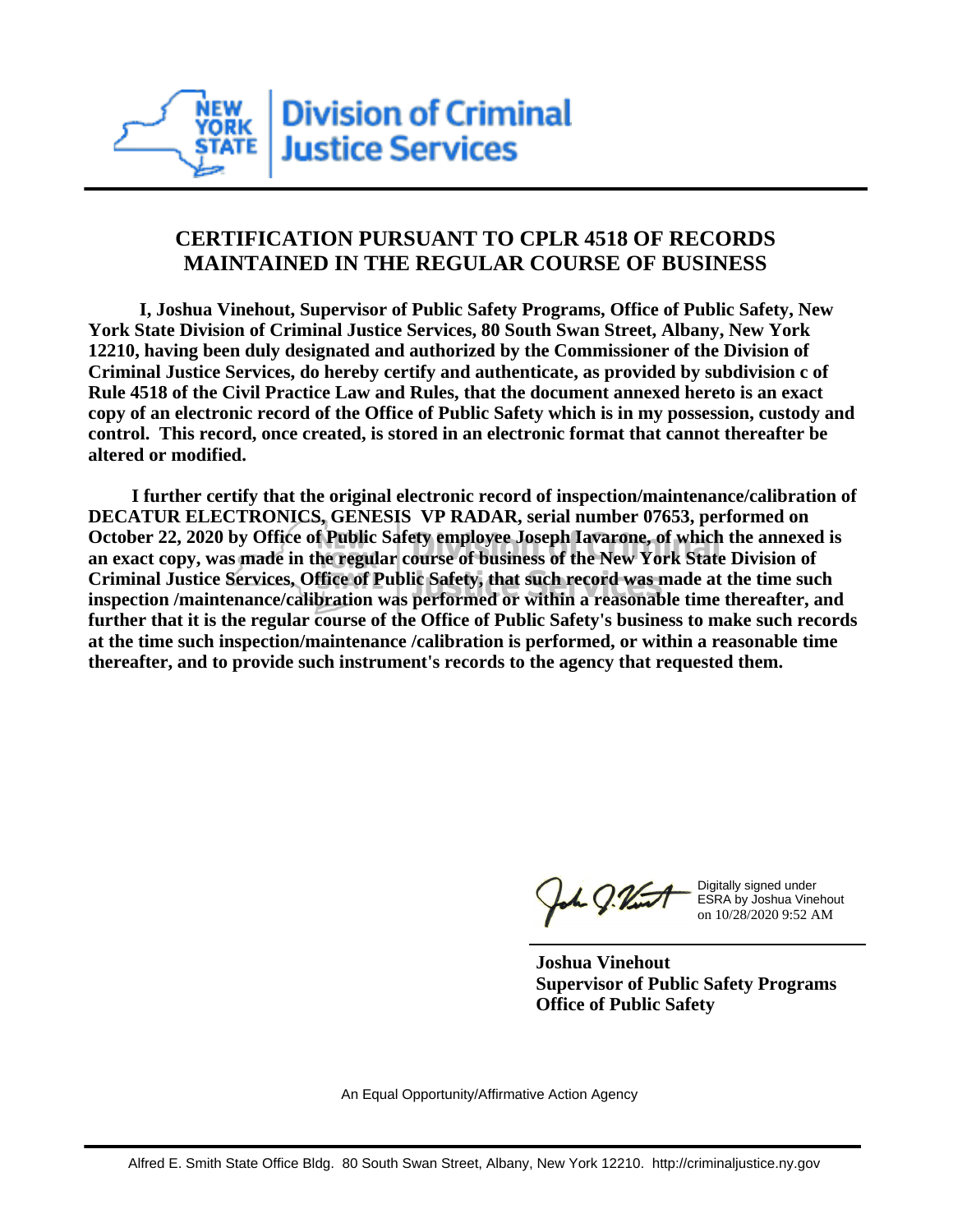**NEW YORK STATE | Division of Criminal Justice Services**

## CERTIFICATION PURSUANT TO CPLR 4518 OF RECORDS MAINTAINED IN THE REGULAR COURSE OF BUSINESS

**I, Joshua Vinehout, Supervisor of Public Safety Programs, Office of Public Safety, New York State Division of Criminal Justice Services, 80 South Swan Street, Albany, New York 12210, having been duly designated and authorized by the Commissioner of the Division of Criminal Justice Services, do hereby certify and authenticate, as provided by subdivision c of Rule 4518 of the Civil Practice Law and Rules, that the document annexed hereto is an exact copy of an electronic record of the Office of Public Safety which is in my possession, custody and control. This record, once created, is stored in an electronic format that cannot thereafter be altered or modified.**

**I further certify that the original electronic record of inspection/maintenance/calibration of DECATUR ELECTRONICS, GENESIS VP RADAR, serial number 07653, performed on October 22, 2020 by Office of Public Safety employee Joseph Iavarone, of which the annexed is an exact copy, was made in the regular course of business of the New York State Division of Criminal Justice Services, Office of Public Safety, that such record was made at the time such inspection /maintenance/calibration was performed or within a reasonable time thereafter, and further that it is the regular course of the Office of Public Safety's business to make such records at the time such inspection/maintenance /calibration is performed, or within a reasonable time thereafter, and to provide such instrument's records to the agency that requested them.**

Digitally signed under ESRA by Joshua Vinehout on 10/28/2020 9:52 AM

**Joshua Vinehout**
**Supervisor of Public Safety Programs**
**Office of Public Safety**

An Equal Opportunity/Affirmative Action Agency

Alfred E. Smith State Office Bldg. 80 South Swan Street, Albany, New York 12210. http://criminaljustice.ny.gov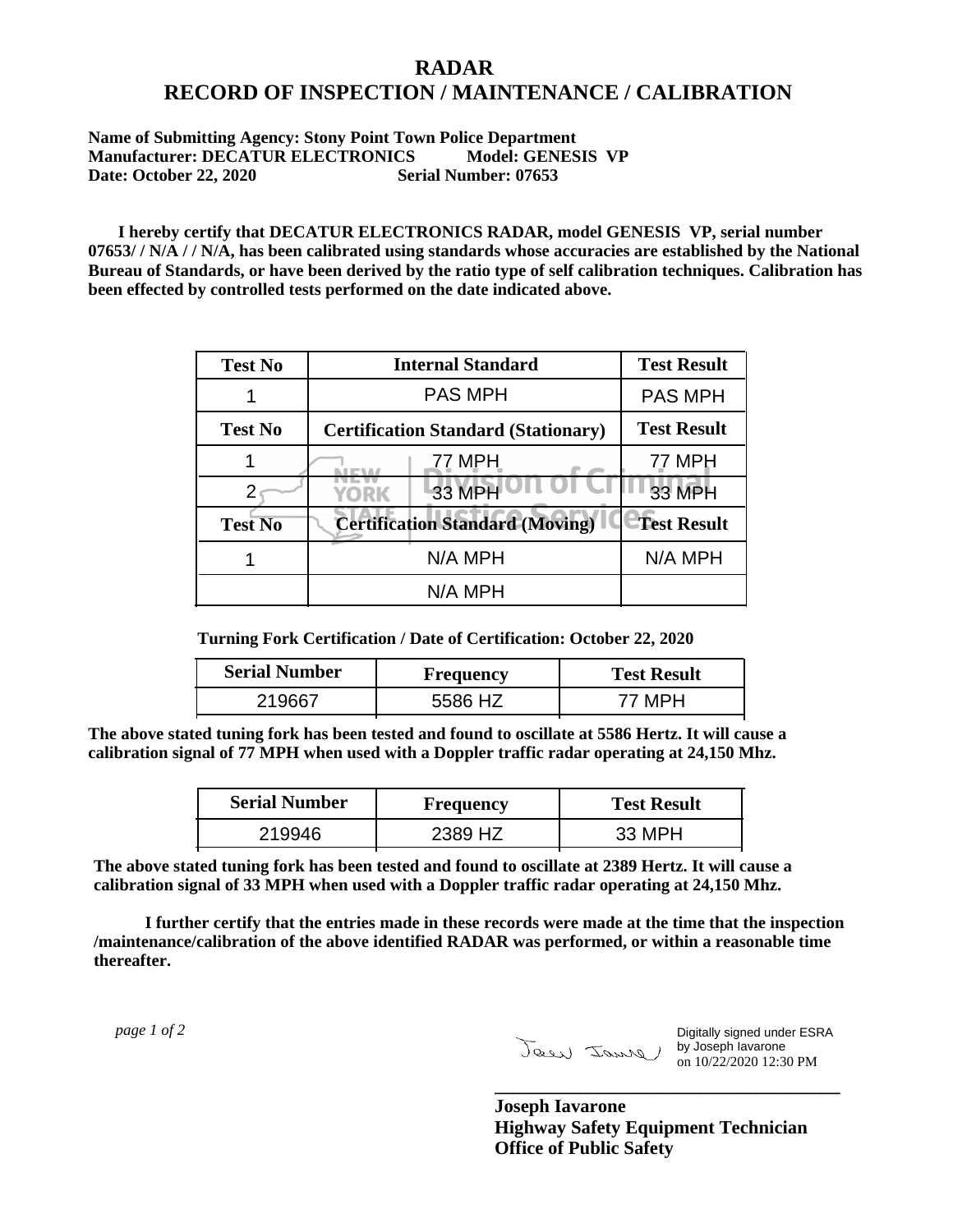# RADAR
# RECORD OF INSPECTION / MAINTENANCE / CALIBRATION

**Name of Submitting Agency: Stony Point Town Police Department**
**Manufacturer: DECATUR ELECTRONICS Model: GENESIS VP**
**Date: October 22, 2020 Serial Number: 07653**

**I hereby certify that DECATUR ELECTRONICS RADAR, model GENESIS VP, serial number 07653/ / N/A / / N/A, has been calibrated using standards whose accuracies are established by the National Bureau of Standards, or have been derived by the ratio type of self calibration techniques. Calibration has been effected by controlled tests performed on the date indicated above.**

| Test No | Internal Standard | Test Result |
|---|---|---|
| 1 | PAS MPH | PAS MPH |
| **Test No** | **Certification Standard (Stationary)** | **Test Result** |
| 1 | 77 MPH | 77 MPH |
| 2 | 33 MPH | 33 MPH |
| **Test No** | **Certification Standard (Moving)** | **Test Result** |
| 1 | N/A MPH | N/A MPH |
| | N/A MPH | |

**Turning Fork Certification / Date of Certification: October 22, 2020**

| Serial Number | Frequency | Test Result |
|---|---|---|
| 219667 | 5586 HZ | 77 MPH |

**The above stated tuning fork has been tested and found to oscillate at 5586 Hertz. It will cause a calibration signal of 77 MPH when used with a Doppler traffic radar operating at 24,150 Mhz.**

| Serial Number | Frequency | Test Result |
|---|---|---|
| 219946 | 2389 HZ | 33 MPH |

**The above stated tuning fork has been tested and found to oscillate at 2389 Hertz. It will cause a calibration signal of 33 MPH when used with a Doppler traffic radar operating at 24,150 Mhz.**

**I further certify that the entries made in these records were made at the time that the inspection /maintenance/calibration of the above identified RADAR was performed, or within a reasonable time thereafter.**

Digitally signed under ESRA by Joseph Iavarone on 10/22/2020 12:30 PM

**Joseph Iavarone**
**Highway Safety Equipment Technician**
**Office of Public Safety**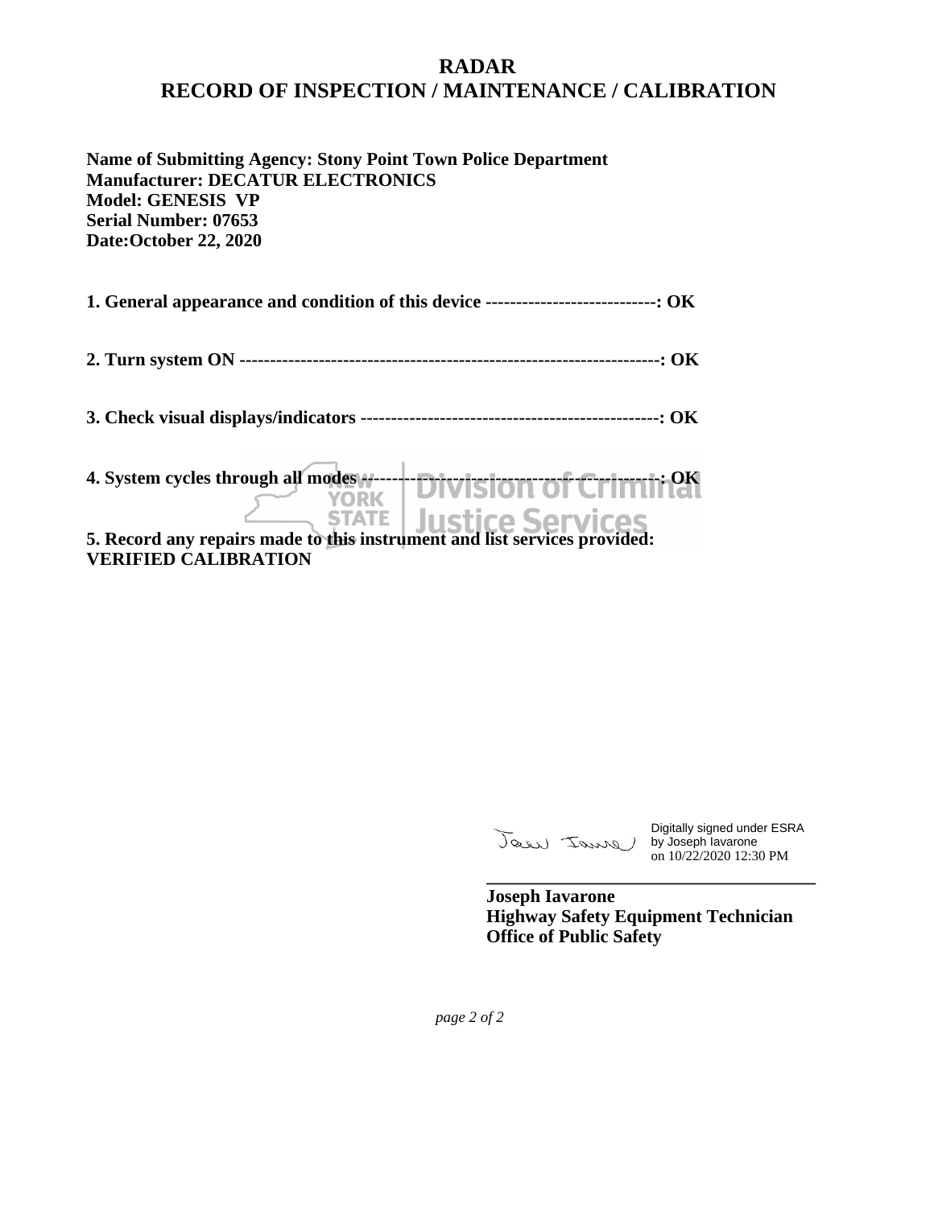# RADAR
# RECORD OF INSPECTION / MAINTENANCE / CALIBRATION

**Name of Submitting Agency: Stony Point Town Police Department**
**Manufacturer: DECATUR ELECTRONICS**
**Model: GENESIS VP**
**Serial Number: 07653**
**Date:October 22, 2020**

**1. General appearance and condition of this device ----------------------------: OK**

**2. Turn system ON -------------------------------------------------------------------: OK**

**3. Check visual displays/indicators -------------------------------------------------: OK**

**4. System cycles through all modes -------------------------------------------------: OK**

**5. Record any repairs made to this instrument and list services provided:**
**VERIFIED CALIBRATION**

Digitally signed under ESRA by Joseph Iavarone on 10/22/2020 12:30 PM

**Joseph Iavarone**
**Highway Safety Equipment Technician**
**Office of Public Safety**